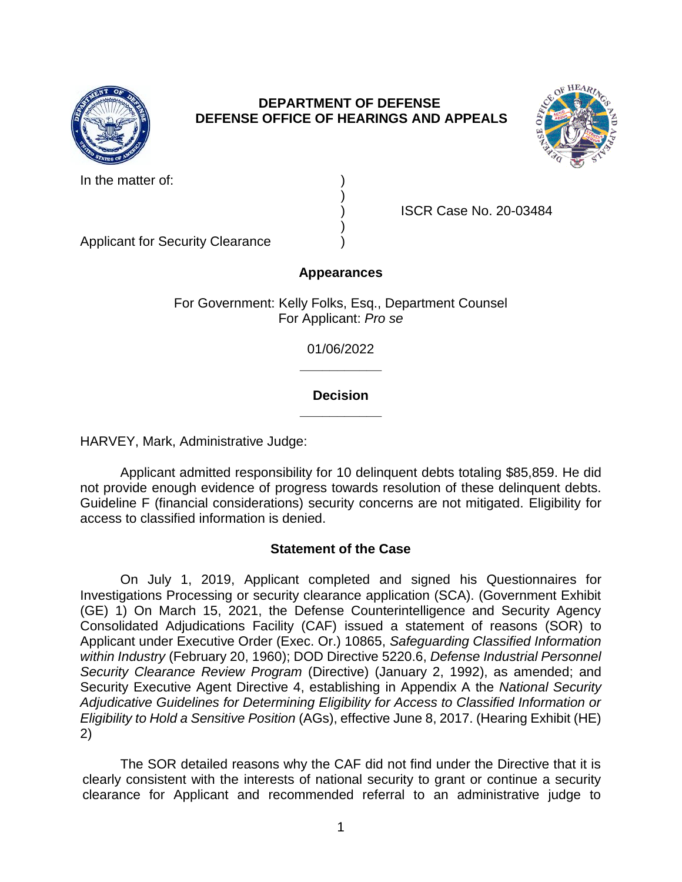**DEPARTMENT OF DEFENSE**
**DEFENSE OFFICE OF HEARINGS AND APPEALS**

In the matter of: )
)
) ISCR Case No. 20-03484
)
Applicant for Security Clearance )

**Appearances**

For Government: Kelly Folks, Esq., Department Counsel
For Applicant: *Pro se*

01/06/2022

______________

**Decision**

______________

HARVEY, Mark, Administrative Judge:

Applicant admitted responsibility for 10 delinquent debts totaling $85,859. He did not provide enough evidence of progress towards resolution of these delinquent debts. Guideline F (financial considerations) security concerns are not mitigated. Eligibility for access to classified information is denied.

**Statement of the Case**

On July 1, 2019, Applicant completed and signed his Questionnaires for Investigations Processing or security clearance application (SCA). (Government Exhibit (GE) 1) On March 15, 2021, the Defense Counterintelligence and Security Agency Consolidated Adjudications Facility (CAF) issued a statement of reasons (SOR) to Applicant under Executive Order (Exec. Or.) 10865, *Safeguarding Classified Information within Industry* (February 20, 1960); DOD Directive 5220.6, *Defense Industrial Personnel Security Clearance Review Program* (Directive) (January 2, 1992), as amended; and Security Executive Agent Directive 4, establishing in Appendix A the *National Security Adjudicative Guidelines for Determining Eligibility for Access to Classified Information or Eligibility to Hold a Sensitive Position* (AGs), effective June 8, 2017. (Hearing Exhibit (HE) 2)

The SOR detailed reasons why the CAF did not find under the Directive that it is clearly consistent with the interests of national security to grant or continue a security clearance for Applicant and recommended referral to an administrative judge to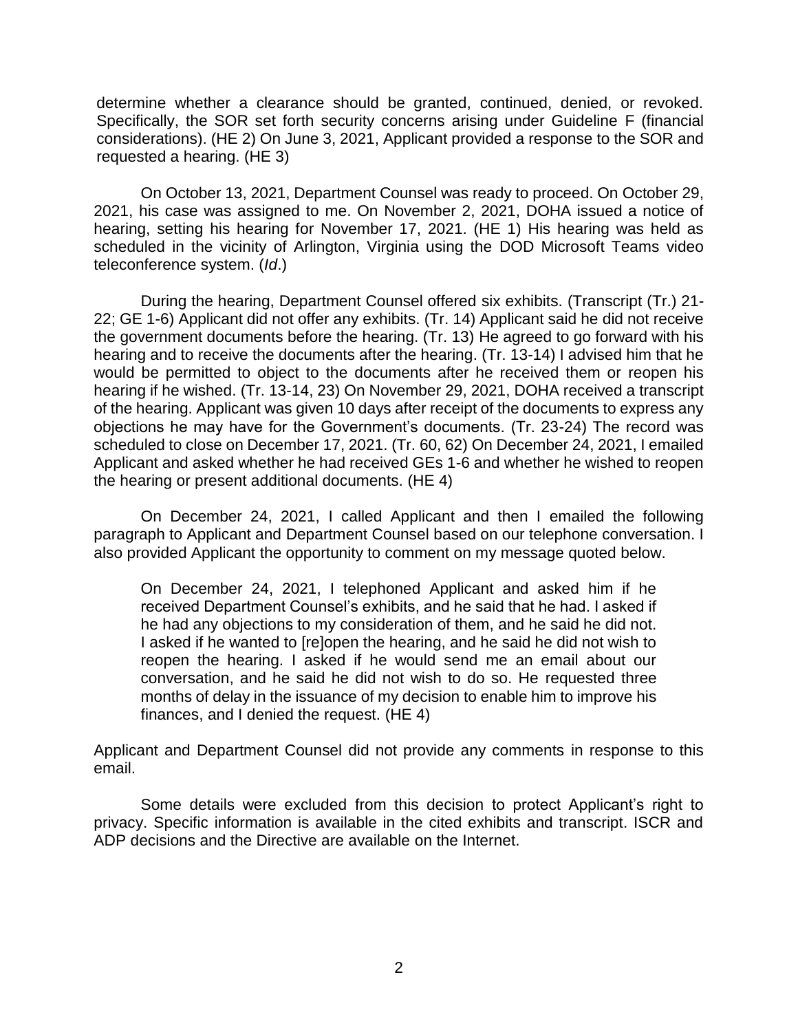determine whether a clearance should be granted, continued, denied, or revoked. Specifically, the SOR set forth security concerns arising under Guideline F (financial considerations). (HE 2) On June 3, 2021, Applicant provided a response to the SOR and requested a hearing. (HE 3)

On October 13, 2021, Department Counsel was ready to proceed. On October 29, 2021, his case was assigned to me. On November 2, 2021, DOHA issued a notice of hearing, setting his hearing for November 17, 2021. (HE 1) His hearing was held as scheduled in the vicinity of Arlington, Virginia using the DOD Microsoft Teams video teleconference system. (*Id*.)

During the hearing, Department Counsel offered six exhibits. (Transcript (Tr.) 21-22; GE 1-6) Applicant did not offer any exhibits. (Tr. 14) Applicant said he did not receive the government documents before the hearing. (Tr. 13) He agreed to go forward with his hearing and to receive the documents after the hearing. (Tr. 13-14) I advised him that he would be permitted to object to the documents after he received them or reopen his hearing if he wished. (Tr. 13-14, 23) On November 29, 2021, DOHA received a transcript of the hearing. Applicant was given 10 days after receipt of the documents to express any objections he may have for the Government's documents. (Tr. 23-24) The record was scheduled to close on December 17, 2021. (Tr. 60, 62) On December 24, 2021, I emailed Applicant and asked whether he had received GEs 1-6 and whether he wished to reopen the hearing or present additional documents. (HE 4)

On December 24, 2021, I called Applicant and then I emailed the following paragraph to Applicant and Department Counsel based on our telephone conversation. I also provided Applicant the opportunity to comment on my message quoted below.

> On December 24, 2021, I telephoned Applicant and asked him if he received Department Counsel's exhibits, and he said that he had. I asked if he had any objections to my consideration of them, and he said he did not. I asked if he wanted to [re]open the hearing, and he said he did not wish to reopen the hearing. I asked if he would send me an email about our conversation, and he said he did not wish to do so. He requested three months of delay in the issuance of my decision to enable him to improve his finances, and I denied the request. (HE 4)

Applicant and Department Counsel did not provide any comments in response to this email.

Some details were excluded from this decision to protect Applicant's right to privacy. Specific information is available in the cited exhibits and transcript. ISCR and ADP decisions and the Directive are available on the Internet.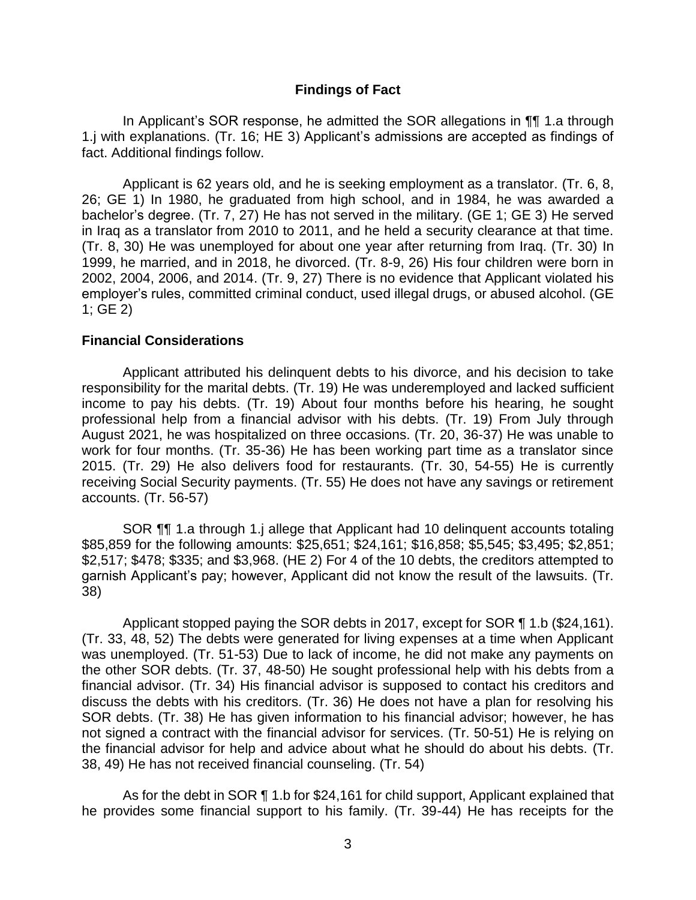## Findings of Fact

In Applicant's SOR response, he admitted the SOR allegations in ¶¶ 1.a through 1.j with explanations. (Tr. 16; HE 3) Applicant's admissions are accepted as findings of fact. Additional findings follow.

Applicant is 62 years old, and he is seeking employment as a translator. (Tr. 6, 8, 26; GE 1) In 1980, he graduated from high school, and in 1984, he was awarded a bachelor's degree. (Tr. 7, 27) He has not served in the military. (GE 1; GE 3) He served in Iraq as a translator from 2010 to 2011, and he held a security clearance at that time. (Tr. 8, 30) He was unemployed for about one year after returning from Iraq. (Tr. 30) In 1999, he married, and in 2018, he divorced. (Tr. 8-9, 26) His four children were born in 2002, 2004, 2006, and 2014. (Tr. 9, 27) There is no evidence that Applicant violated his employer's rules, committed criminal conduct, used illegal drugs, or abused alcohol. (GE 1; GE 2)

### Financial Considerations

Applicant attributed his delinquent debts to his divorce, and his decision to take responsibility for the marital debts. (Tr. 19) He was underemployed and lacked sufficient income to pay his debts. (Tr. 19) About four months before his hearing, he sought professional help from a financial advisor with his debts. (Tr. 19) From July through August 2021, he was hospitalized on three occasions. (Tr. 20, 36-37) He was unable to work for four months. (Tr. 35-36) He has been working part time as a translator since 2015. (Tr. 29) He also delivers food for restaurants. (Tr. 30, 54-55) He is currently receiving Social Security payments. (Tr. 55) He does not have any savings or retirement accounts. (Tr. 56-57)

SOR ¶¶ 1.a through 1.j allege that Applicant had 10 delinquent accounts totaling $85,859 for the following amounts: $25,651; $24,161; $16,858; $5,545; $3,495; $2,851; $2,517; $478; $335; and $3,968. (HE 2) For 4 of the 10 debts, the creditors attempted to garnish Applicant's pay; however, Applicant did not know the result of the lawsuits. (Tr. 38)

Applicant stopped paying the SOR debts in 2017, except for SOR ¶ 1.b ($24,161). (Tr. 33, 48, 52) The debts were generated for living expenses at a time when Applicant was unemployed. (Tr. 51-53) Due to lack of income, he did not make any payments on the other SOR debts. (Tr. 37, 48-50) He sought professional help with his debts from a financial advisor. (Tr. 34) His financial advisor is supposed to contact his creditors and discuss the debts with his creditors. (Tr. 36) He does not have a plan for resolving his SOR debts. (Tr. 38) He has given information to his financial advisor; however, he has not signed a contract with the financial advisor for services. (Tr. 50-51) He is relying on the financial advisor for help and advice about what he should do about his debts. (Tr. 38, 49) He has not received financial counseling. (Tr. 54)

As for the debt in SOR ¶ 1.b for $24,161 for child support, Applicant explained that he provides some financial support to his family. (Tr. 39-44) He has receipts for the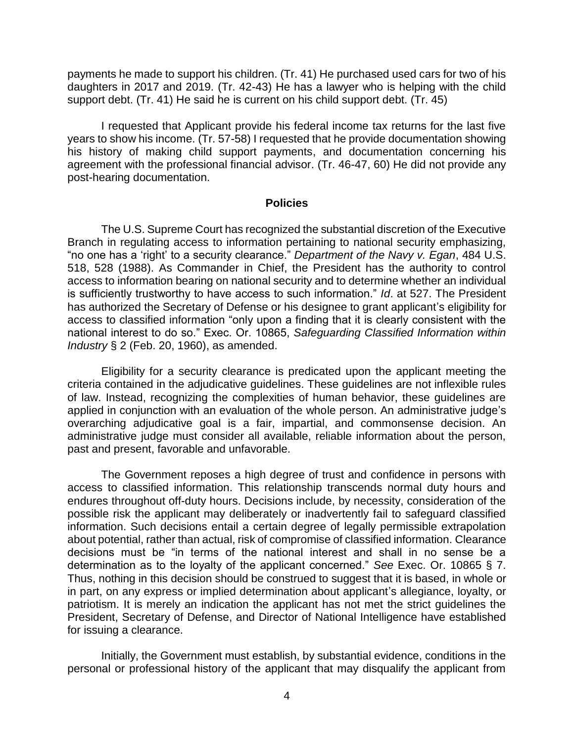payments he made to support his children. (Tr. 41) He purchased used cars for two of his daughters in 2017 and 2019. (Tr. 42-43) He has a lawyer who is helping with the child support debt. (Tr. 41) He said he is current on his child support debt. (Tr. 45)

I requested that Applicant provide his federal income tax returns for the last five years to show his income. (Tr. 57-58) I requested that he provide documentation showing his history of making child support payments, and documentation concerning his agreement with the professional financial advisor. (Tr. 46-47, 60) He did not provide any post-hearing documentation.

## Policies

The U.S. Supreme Court has recognized the substantial discretion of the Executive Branch in regulating access to information pertaining to national security emphasizing, "no one has a 'right' to a security clearance." *Department of the Navy v. Egan*, 484 U.S. 518, 528 (1988). As Commander in Chief, the President has the authority to control access to information bearing on national security and to determine whether an individual is sufficiently trustworthy to have access to such information." *Id*. at 527. The President has authorized the Secretary of Defense or his designee to grant applicant's eligibility for access to classified information "only upon a finding that it is clearly consistent with the national interest to do so." Exec. Or. 10865, *Safeguarding Classified Information within Industry* § 2 (Feb. 20, 1960), as amended.

Eligibility for a security clearance is predicated upon the applicant meeting the criteria contained in the adjudicative guidelines. These guidelines are not inflexible rules of law. Instead, recognizing the complexities of human behavior, these guidelines are applied in conjunction with an evaluation of the whole person. An administrative judge's overarching adjudicative goal is a fair, impartial, and commonsense decision. An administrative judge must consider all available, reliable information about the person, past and present, favorable and unfavorable.

The Government reposes a high degree of trust and confidence in persons with access to classified information. This relationship transcends normal duty hours and endures throughout off-duty hours. Decisions include, by necessity, consideration of the possible risk the applicant may deliberately or inadvertently fail to safeguard classified information. Such decisions entail a certain degree of legally permissible extrapolation about potential, rather than actual, risk of compromise of classified information. Clearance decisions must be "in terms of the national interest and shall in no sense be a determination as to the loyalty of the applicant concerned." *See* Exec. Or. 10865 § 7. Thus, nothing in this decision should be construed to suggest that it is based, in whole or in part, on any express or implied determination about applicant's allegiance, loyalty, or patriotism. It is merely an indication the applicant has not met the strict guidelines the President, Secretary of Defense, and Director of National Intelligence have established for issuing a clearance.

Initially, the Government must establish, by substantial evidence, conditions in the personal or professional history of the applicant that may disqualify the applicant from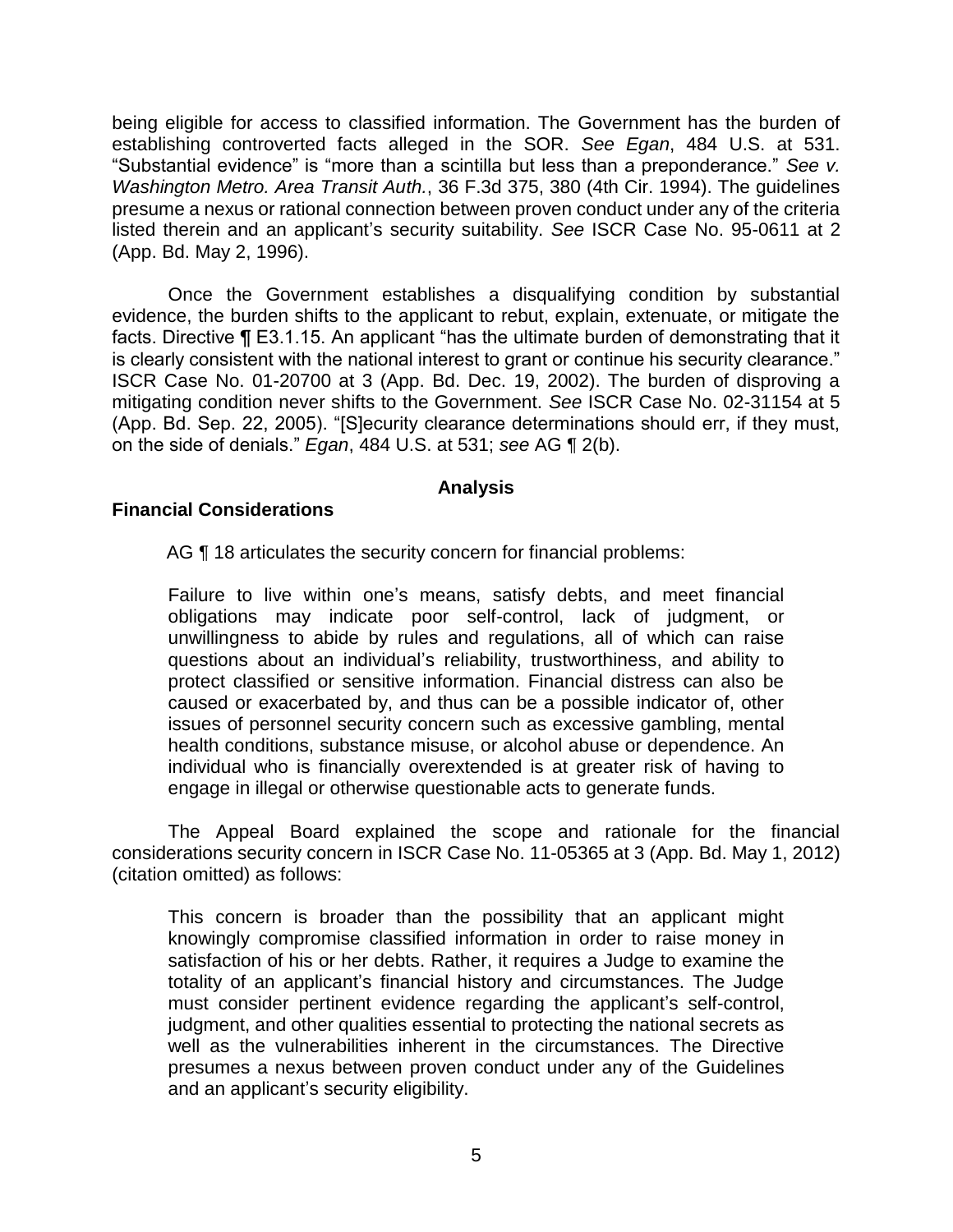being eligible for access to classified information. The Government has the burden of establishing controverted facts alleged in the SOR. *See Egan*, 484 U.S. at 531. "Substantial evidence" is "more than a scintilla but less than a preponderance." *See v. Washington Metro. Area Transit Auth.*, 36 F.3d 375, 380 (4th Cir. 1994). The guidelines presume a nexus or rational connection between proven conduct under any of the criteria listed therein and an applicant's security suitability. *See* ISCR Case No. 95-0611 at 2 (App. Bd. May 2, 1996).

Once the Government establishes a disqualifying condition by substantial evidence, the burden shifts to the applicant to rebut, explain, extenuate, or mitigate the facts. Directive ¶ E3.1.15. An applicant "has the ultimate burden of demonstrating that it is clearly consistent with the national interest to grant or continue his security clearance." ISCR Case No. 01-20700 at 3 (App. Bd. Dec. 19, 2002). The burden of disproving a mitigating condition never shifts to the Government. *See* ISCR Case No. 02-31154 at 5 (App. Bd. Sep. 22, 2005). "[S]ecurity clearance determinations should err, if they must, on the side of denials." *Egan*, 484 U.S. at 531; *see* AG ¶ 2(b).

## Analysis

### Financial Considerations

AG ¶ 18 articulates the security concern for financial problems:

> Failure to live within one's means, satisfy debts, and meet financial obligations may indicate poor self-control, lack of judgment, or unwillingness to abide by rules and regulations, all of which can raise questions about an individual's reliability, trustworthiness, and ability to protect classified or sensitive information. Financial distress can also be caused or exacerbated by, and thus can be a possible indicator of, other issues of personnel security concern such as excessive gambling, mental health conditions, substance misuse, or alcohol abuse or dependence. An individual who is financially overextended is at greater risk of having to engage in illegal or otherwise questionable acts to generate funds.

The Appeal Board explained the scope and rationale for the financial considerations security concern in ISCR Case No. 11-05365 at 3 (App. Bd. May 1, 2012) (citation omitted) as follows:

> This concern is broader than the possibility that an applicant might knowingly compromise classified information in order to raise money in satisfaction of his or her debts. Rather, it requires a Judge to examine the totality of an applicant's financial history and circumstances. The Judge must consider pertinent evidence regarding the applicant's self-control, judgment, and other qualities essential to protecting the national secrets as well as the vulnerabilities inherent in the circumstances. The Directive presumes a nexus between proven conduct under any of the Guidelines and an applicant's security eligibility.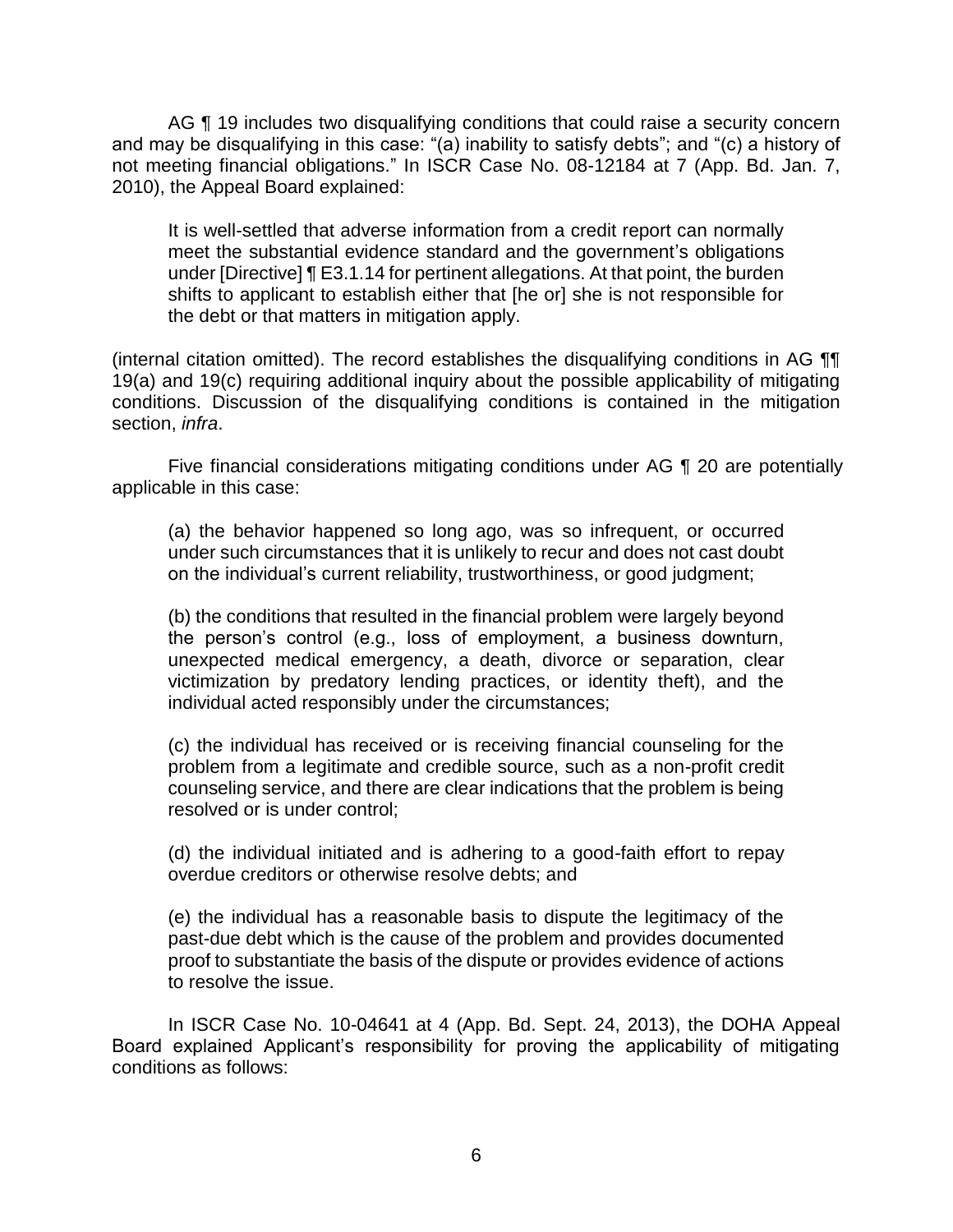AG ¶ 19 includes two disqualifying conditions that could raise a security concern and may be disqualifying in this case: "(a) inability to satisfy debts"; and "(c) a history of not meeting financial obligations." In ISCR Case No. 08-12184 at 7 (App. Bd. Jan. 7, 2010), the Appeal Board explained:

> It is well-settled that adverse information from a credit report can normally meet the substantial evidence standard and the government's obligations under [Directive] ¶ E3.1.14 for pertinent allegations. At that point, the burden shifts to applicant to establish either that [he or] she is not responsible for the debt or that matters in mitigation apply.

(internal citation omitted). The record establishes the disqualifying conditions in AG ¶¶ 19(a) and 19(c) requiring additional inquiry about the possible applicability of mitigating conditions. Discussion of the disqualifying conditions is contained in the mitigation section, *infra*.

Five financial considerations mitigating conditions under AG ¶ 20 are potentially applicable in this case:

> (a) the behavior happened so long ago, was so infrequent, or occurred under such circumstances that it is unlikely to recur and does not cast doubt on the individual's current reliability, trustworthiness, or good judgment;
>
> (b) the conditions that resulted in the financial problem were largely beyond the person's control (e.g., loss of employment, a business downturn, unexpected medical emergency, a death, divorce or separation, clear victimization by predatory lending practices, or identity theft), and the individual acted responsibly under the circumstances;
>
> (c) the individual has received or is receiving financial counseling for the problem from a legitimate and credible source, such as a non-profit credit counseling service, and there are clear indications that the problem is being resolved or is under control;
>
> (d) the individual initiated and is adhering to a good-faith effort to repay overdue creditors or otherwise resolve debts; and
>
> (e) the individual has a reasonable basis to dispute the legitimacy of the past-due debt which is the cause of the problem and provides documented proof to substantiate the basis of the dispute or provides evidence of actions to resolve the issue.

In ISCR Case No. 10-04641 at 4 (App. Bd. Sept. 24, 2013), the DOHA Appeal Board explained Applicant's responsibility for proving the applicability of mitigating conditions as follows: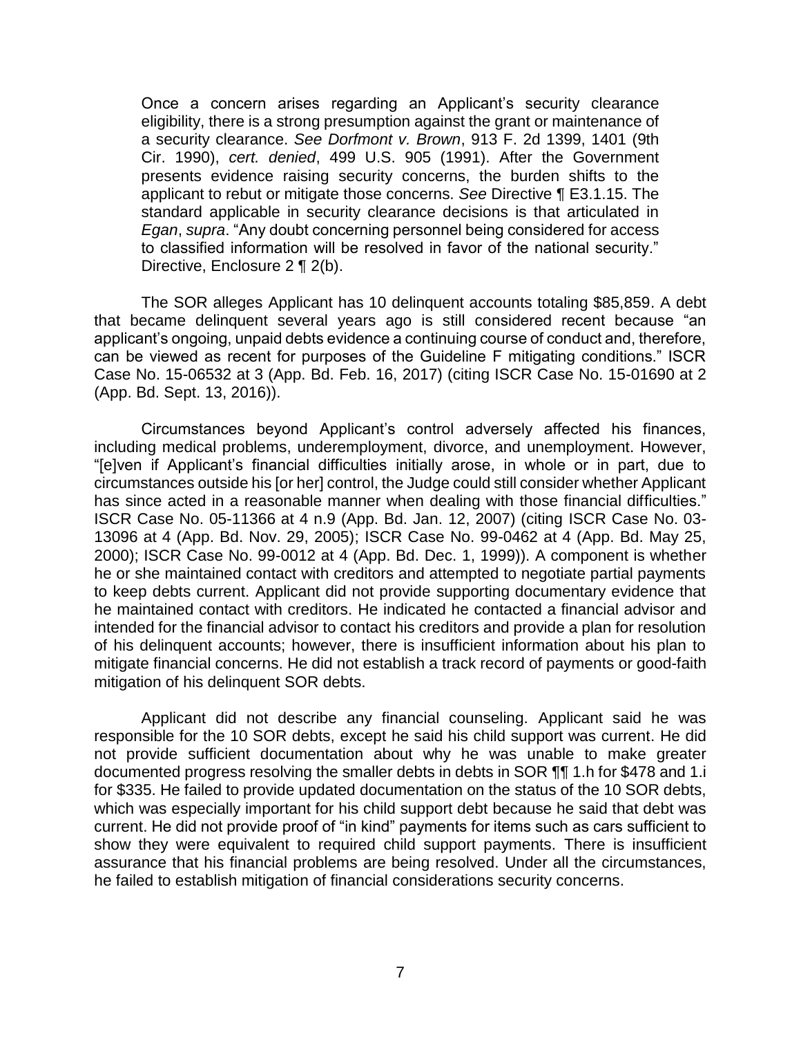Once a concern arises regarding an Applicant's security clearance eligibility, there is a strong presumption against the grant or maintenance of a security clearance. *See Dorfmont v. Brown*, 913 F. 2d 1399, 1401 (9th Cir. 1990), *cert. denied*, 499 U.S. 905 (1991). After the Government presents evidence raising security concerns, the burden shifts to the applicant to rebut or mitigate those concerns. *See* Directive ¶ E3.1.15. The standard applicable in security clearance decisions is that articulated in *Egan*, *supra*. "Any doubt concerning personnel being considered for access to classified information will be resolved in favor of the national security." Directive, Enclosure 2 ¶ 2(b).

The SOR alleges Applicant has 10 delinquent accounts totaling $85,859. A debt that became delinquent several years ago is still considered recent because "an applicant's ongoing, unpaid debts evidence a continuing course of conduct and, therefore, can be viewed as recent for purposes of the Guideline F mitigating conditions." ISCR Case No. 15-06532 at 3 (App. Bd. Feb. 16, 2017) (citing ISCR Case No. 15-01690 at 2 (App. Bd. Sept. 13, 2016)).

Circumstances beyond Applicant's control adversely affected his finances, including medical problems, underemployment, divorce, and unemployment. However, "[e]ven if Applicant's financial difficulties initially arose, in whole or in part, due to circumstances outside his [or her] control, the Judge could still consider whether Applicant has since acted in a reasonable manner when dealing with those financial difficulties." ISCR Case No. 05-11366 at 4 n.9 (App. Bd. Jan. 12, 2007) (citing ISCR Case No. 03-13096 at 4 (App. Bd. Nov. 29, 2005); ISCR Case No. 99-0462 at 4 (App. Bd. May 25, 2000); ISCR Case No. 99-0012 at 4 (App. Bd. Dec. 1, 1999)). A component is whether he or she maintained contact with creditors and attempted to negotiate partial payments to keep debts current. Applicant did not provide supporting documentary evidence that he maintained contact with creditors. He indicated he contacted a financial advisor and intended for the financial advisor to contact his creditors and provide a plan for resolution of his delinquent accounts; however, there is insufficient information about his plan to mitigate financial concerns. He did not establish a track record of payments or good-faith mitigation of his delinquent SOR debts.

Applicant did not describe any financial counseling. Applicant said he was responsible for the 10 SOR debts, except he said his child support was current. He did not provide sufficient documentation about why he was unable to make greater documented progress resolving the smaller debts in debts in SOR ¶¶ 1.h for $478 and 1.i for $335. He failed to provide updated documentation on the status of the 10 SOR debts, which was especially important for his child support debt because he said that debt was current. He did not provide proof of "in kind" payments for items such as cars sufficient to show they were equivalent to required child support payments. There is insufficient assurance that his financial problems are being resolved. Under all the circumstances, he failed to establish mitigation of financial considerations security concerns.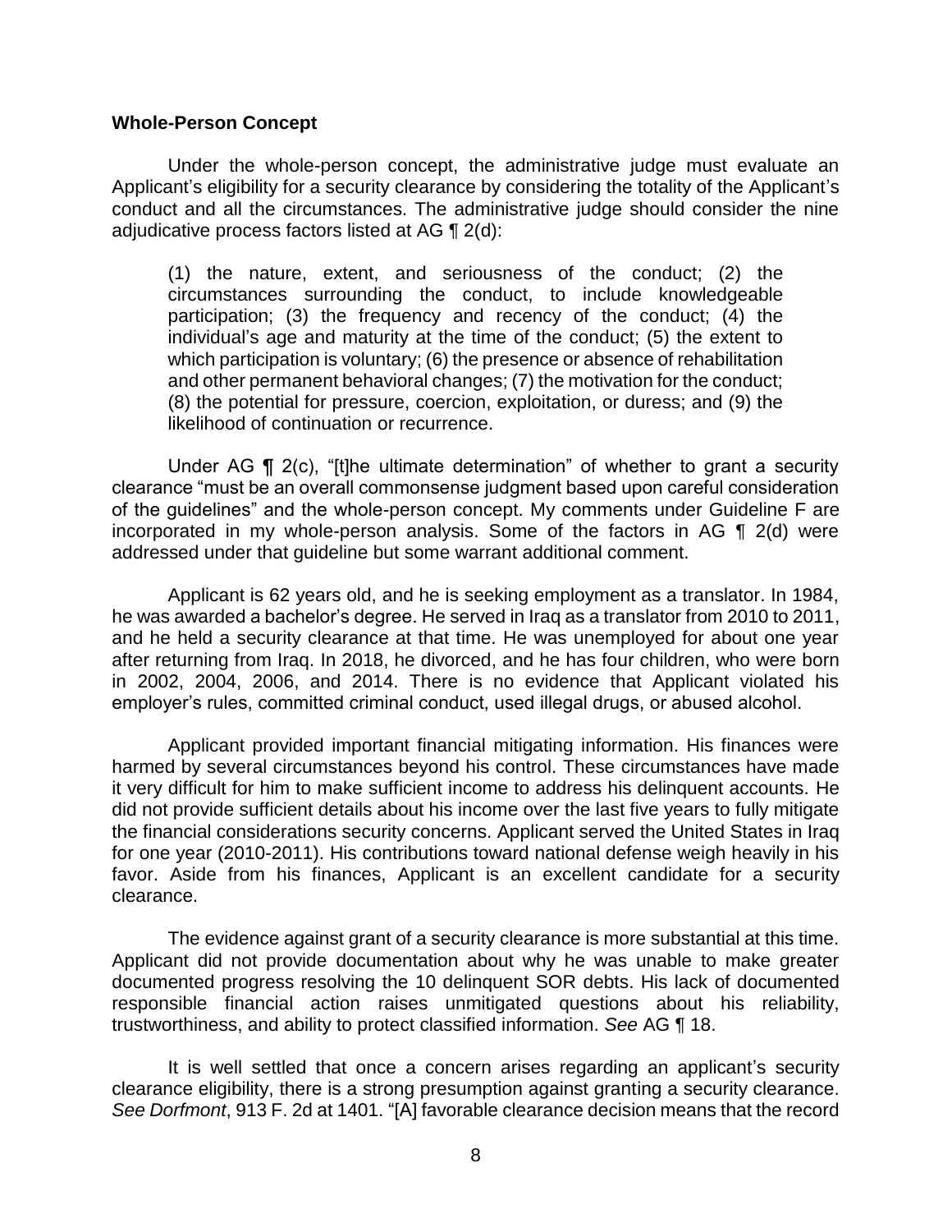**Whole-Person Concept**

Under the whole-person concept, the administrative judge must evaluate an Applicant's eligibility for a security clearance by considering the totality of the Applicant's conduct and all the circumstances. The administrative judge should consider the nine adjudicative process factors listed at AG ¶ 2(d):

> (1) the nature, extent, and seriousness of the conduct; (2) the circumstances surrounding the conduct, to include knowledgeable participation; (3) the frequency and recency of the conduct; (4) the individual's age and maturity at the time of the conduct; (5) the extent to which participation is voluntary; (6) the presence or absence of rehabilitation and other permanent behavioral changes; (7) the motivation for the conduct; (8) the potential for pressure, coercion, exploitation, or duress; and (9) the likelihood of continuation or recurrence.

Under AG ¶ 2(c), "[t]he ultimate determination" of whether to grant a security clearance "must be an overall commonsense judgment based upon careful consideration of the guidelines" and the whole-person concept. My comments under Guideline F are incorporated in my whole-person analysis. Some of the factors in AG ¶ 2(d) were addressed under that guideline but some warrant additional comment.

Applicant is 62 years old, and he is seeking employment as a translator. In 1984, he was awarded a bachelor's degree. He served in Iraq as a translator from 2010 to 2011, and he held a security clearance at that time. He was unemployed for about one year after returning from Iraq. In 2018, he divorced, and he has four children, who were born in 2002, 2004, 2006, and 2014. There is no evidence that Applicant violated his employer's rules, committed criminal conduct, used illegal drugs, or abused alcohol.

Applicant provided important financial mitigating information. His finances were harmed by several circumstances beyond his control. These circumstances have made it very difficult for him to make sufficient income to address his delinquent accounts. He did not provide sufficient details about his income over the last five years to fully mitigate the financial considerations security concerns. Applicant served the United States in Iraq for one year (2010-2011). His contributions toward national defense weigh heavily in his favor. Aside from his finances, Applicant is an excellent candidate for a security clearance.

The evidence against grant of a security clearance is more substantial at this time. Applicant did not provide documentation about why he was unable to make greater documented progress resolving the 10 delinquent SOR debts. His lack of documented responsible financial action raises unmitigated questions about his reliability, trustworthiness, and ability to protect classified information. *See* AG ¶ 18.

It is well settled that once a concern arises regarding an applicant's security clearance eligibility, there is a strong presumption against granting a security clearance. *See Dorfmont*, 913 F. 2d at 1401. "[A] favorable clearance decision means that the record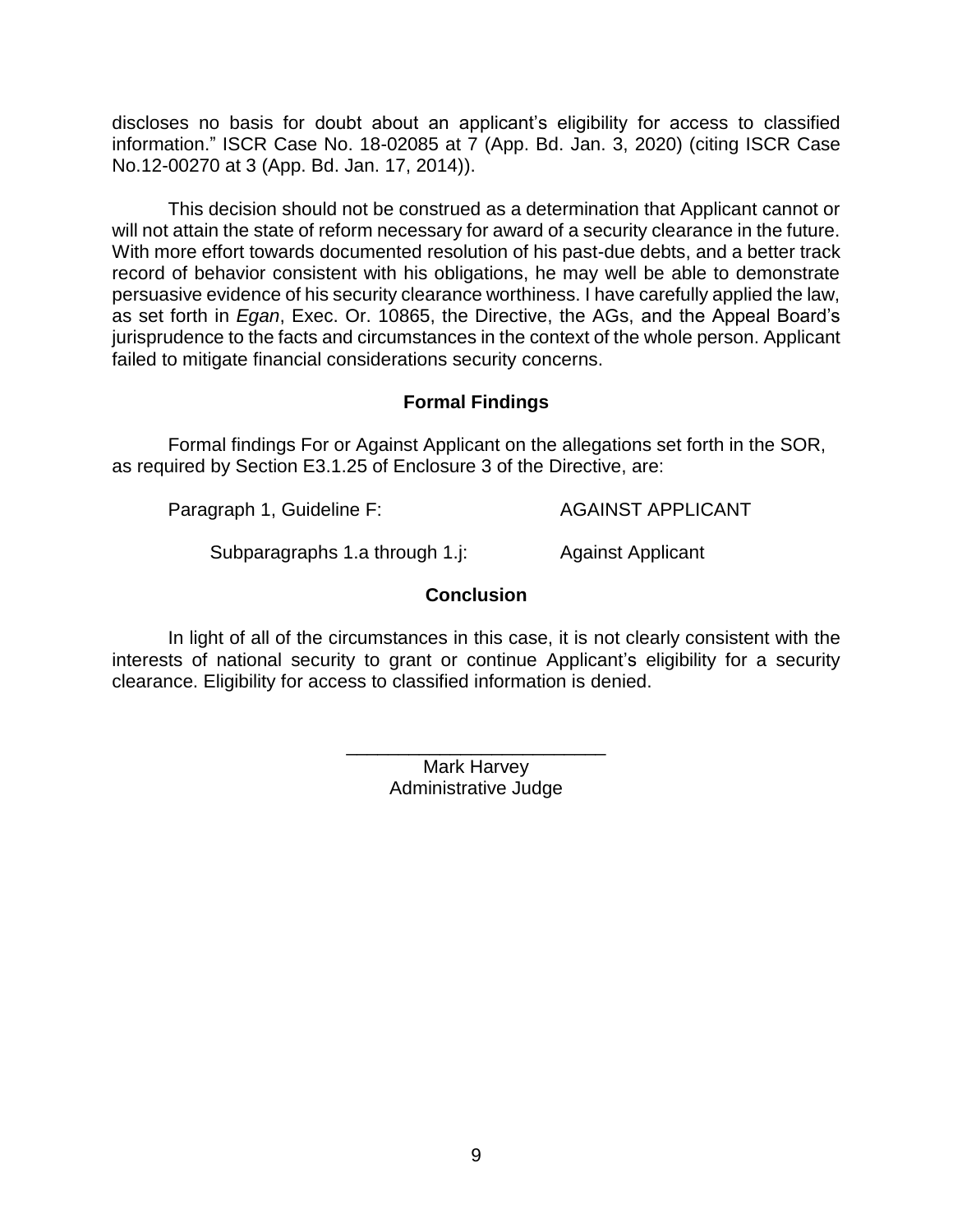discloses no basis for doubt about an applicant's eligibility for access to classified information." ISCR Case No. 18-02085 at 7 (App. Bd. Jan. 3, 2020) (citing ISCR Case No.12-00270 at 3 (App. Bd. Jan. 17, 2014)).

This decision should not be construed as a determination that Applicant cannot or will not attain the state of reform necessary for award of a security clearance in the future. With more effort towards documented resolution of his past-due debts, and a better track record of behavior consistent with his obligations, he may well be able to demonstrate persuasive evidence of his security clearance worthiness. I have carefully applied the law, as set forth in *Egan*, Exec. Or. 10865, the Directive, the AGs, and the Appeal Board's jurisprudence to the facts and circumstances in the context of the whole person. Applicant failed to mitigate financial considerations security concerns.

## Formal Findings

Formal findings For or Against Applicant on the allegations set forth in the SOR, as required by Section E3.1.25 of Enclosure 3 of the Directive, are:

| | |
|---|---|
| Paragraph 1, Guideline F: | AGAINST APPLICANT |
| Subparagraphs 1.a through 1.j: | Against Applicant |

## Conclusion

In light of all of the circumstances in this case, it is not clearly consistent with the interests of national security to grant or continue Applicant's eligibility for a security clearance. Eligibility for access to classified information is denied.

\_\_\_\_\_\_\_\_\_\_\_\_\_\_\_\_\_\_\_\_\_\_\_\_\_\_

Mark Harvey
Administrative Judge